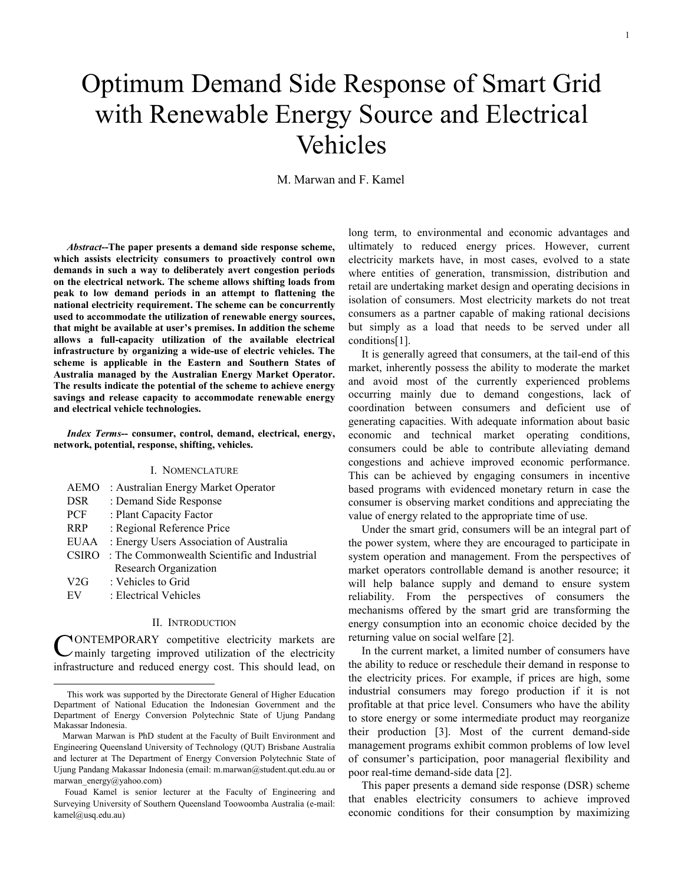# Optimum Demand Side Response of Smart Grid with Renewable Energy Source and Electrical Vehicles

M. Marwan and F. Kamel

***Abstract*--The paper presents a demand side response scheme, which assists electricity consumers to proactively control own demands in such a way to deliberately avert congestion periods on the electrical network. The scheme allows shifting loads from peak to low demand periods in an attempt to flattening the national electricity requirement. The scheme can be concurrently used to accommodate the utilization of renewable energy sources, that might be available at user's premises. In addition the scheme allows a full-capacity utilization of the available electrical infrastructure by organizing a wide-use of electric vehicles. The scheme is applicable in the Eastern and Southern States of Australia managed by the Australian Energy Market Operator. The results indicate the potential of the scheme to achieve energy savings and release capacity to accommodate renewable energy and electrical vehicle technologies.**

***Index Terms*-- consumer, control, demand, electrical, energy, network, potential, response, shifting, vehicles.**

## I. Nomenclature

| | |
|---|---|
| AEMO | : Australian Energy Market Operator |
| DSR | : Demand Side Response |
| PCF | : Plant Capacity Factor |
| RRP | : Regional Reference Price |
| EUAA | : Energy Users Association of Australia |
| CSIRO | : The Commonwealth Scientific and Industrial Research Organization |
| V2G | : Vehicles to Grid |
| EV | : Electrical Vehicles |

## II. Introduction

CONTEMPORARY competitive electricity markets are mainly targeting improved utilization of the electricity infrastructure and reduced energy cost. This should lead, on long term, to environmental and economic advantages and ultimately to reduced energy prices. However, current electricity markets have, in most cases, evolved to a state where entities of generation, transmission, distribution and retail are undertaking market design and operating decisions in isolation of consumers. Most electricity markets do not treat consumers as a partner capable of making rational decisions but simply as a load that needs to be served under all conditions[1].

It is generally agreed that consumers, at the tail-end of this market, inherently possess the ability to moderate the market and avoid most of the currently experienced problems occurring mainly due to demand congestions, lack of coordination between consumers and deficient use of generating capacities. With adequate information about basic economic and technical market operating conditions, consumers could be able to contribute alleviating demand congestions and achieve improved economic performance. This can be achieved by engaging consumers in incentive based programs with evidenced monetary return in case the consumer is observing market conditions and appreciating the value of energy related to the appropriate time of use.

Under the smart grid, consumers will be an integral part of the power system, where they are encouraged to participate in system operation and management. From the perspectives of market operators controllable demand is another resource; it will help balance supply and demand to ensure system reliability. From the perspectives of consumers the mechanisms offered by the smart grid are transforming the energy consumption into an economic choice decided by the returning value on social welfare [2].

In the current market, a limited number of consumers have the ability to reduce or reschedule their demand in response to the electricity prices. For example, if prices are high, some industrial consumers may forego production if it is not profitable at that price level. Consumers who have the ability to store energy or some intermediate product may reorganize their production [3]. Most of the current demand-side management programs exhibit common problems of low level of consumer's participation, poor managerial flexibility and poor real-time demand-side data [2].

This paper presents a demand side response (DSR) scheme that enables electricity consumers to achieve improved economic conditions for their consumption by maximizing

---

This work was supported by the Directorate General of Higher Education Department of National Education the Indonesian Government and the Department of Energy Conversion Polytechnic State of Ujung Pandang Makassar Indonesia.

Marwan Marwan is PhD student at the Faculty of Built Environment and Engineering Queensland University of Technology (QUT) Brisbane Australia and lecturer at The Department of Energy Conversion Polytechnic State of Ujung Pandang Makassar Indonesia (email: m.marwan@student.qut.edu.au or marwan_energy@yahoo.com)

Fouad Kamel is senior lecturer at the Faculty of Engineering and Surveying University of Southern Queensland Toowoomba Australia (e-mail: kamel@usq.edu.au)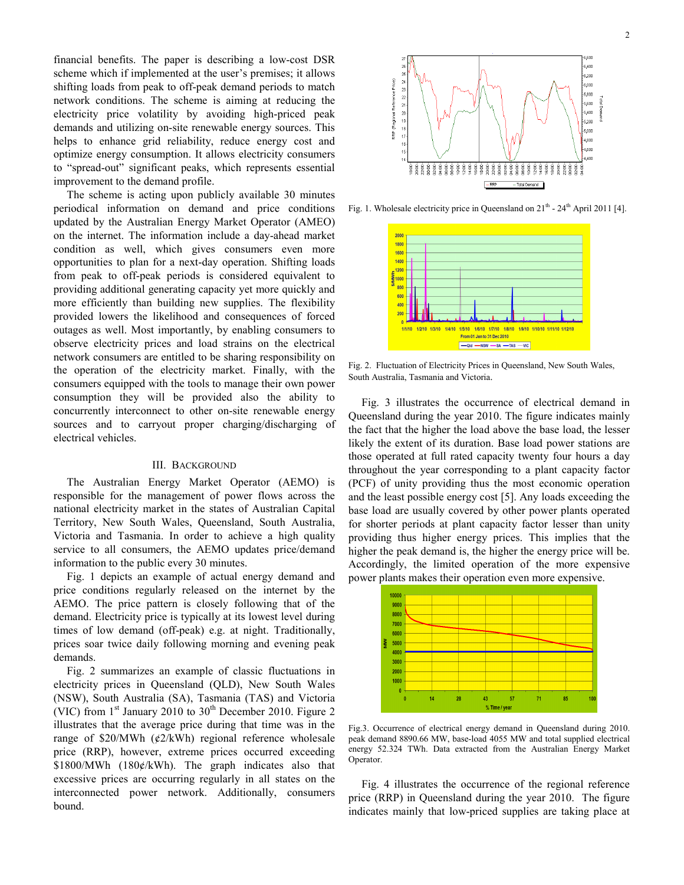financial benefits. The paper is describing a low-cost DSR scheme which if implemented at the user's premises; it allows shifting loads from peak to off-peak demand periods to match network conditions. The scheme is aiming at reducing the electricity price volatility by avoiding high-priced peak demands and utilizing on-site renewable energy sources. This helps to enhance grid reliability, reduce energy cost and optimize energy consumption. It allows electricity consumers to "spread-out" significant peaks, which represents essential improvement to the demand profile.

The scheme is acting upon publicly available 30 minutes periodical information on demand and price conditions updated by the Australian Energy Market Operator (AMEO) on the internet. The information include a day-ahead market condition as well, which gives consumers even more opportunities to plan for a next-day operation. Shifting loads from peak to off-peak periods is considered equivalent to providing additional generating capacity yet more quickly and more efficiently than building new supplies. The flexibility provided lowers the likelihood and consequences of forced outages as well. Most importantly, by enabling consumers to observe electricity prices and load strains on the electrical network consumers are entitled to be sharing responsibility on the operation of the electricity market. Finally, with the consumers equipped with the tools to manage their own power consumption they will be provided also the ability to concurrently interconnect to other on-site renewable energy sources and to carryout proper charging/discharging of electrical vehicles.

## III. Background

The Australian Energy Market Operator (AEMO) is responsible for the management of power flows across the national electricity market in the states of Australian Capital Territory, New South Wales, Queensland, South Australia, Victoria and Tasmania. In order to achieve a high quality service to all consumers, the AEMO updates price/demand information to the public every 30 minutes.

Fig. 1 depicts an example of actual energy demand and price conditions regularly released on the internet by the AEMO. The price pattern is closely following that of the demand. Electricity price is typically at its lowest level during times of low demand (off-peak) e.g. at night. Traditionally, prices soar twice daily following morning and evening peak demands.

Fig. 2 summarizes an example of classic fluctuations in electricity prices in Queensland (QLD), New South Wales (NSW), South Australia (SA), Tasmania (TAS) and Victoria (VIC) from 1st January 2010 to 30th December 2010. Figure 2 illustrates that the average price during that time was in the range of \$20/MWh (¢2/kWh) regional reference wholesale price (RRP), however, extreme prices occurred exceeding \$1800/MWh (180¢/kWh). The graph indicates also that excessive prices are occurring regularly in all states on the interconnected power network. Additionally, consumers bound.

Fig. 1. Wholesale electricity price in Queensland on 21th - 24th April 2011 [4].

Fig. 2. Fluctuation of Electricity Prices in Queensland, New South Wales, South Australia, Tasmania and Victoria.

Fig. 3 illustrates the occurrence of electrical demand in Queensland during the year 2010. The figure indicates mainly the fact that the higher the load above the base load, the lesser likely the extent of its duration. Base load power stations are those operated at full rated capacity twenty four hours a day throughout the year corresponding to a plant capacity factor (PCF) of unity providing thus the most economic operation and the least possible energy cost [5]. Any loads exceeding the base load are usually covered by other power plants operated for shorter periods at plant capacity factor lesser than unity providing thus higher energy prices. This implies that the higher the peak demand is, the higher the energy price will be. Accordingly, the limited operation of the more expensive power plants makes their operation even more expensive.

Fig.3. Occurrence of electrical energy demand in Queensland during 2010. peak demand 8890.66 MW, base-load 4055 MW and total supplied electrical energy 52.324 TWh. Data extracted from the Australian Energy Market Operator.

Fig. 4 illustrates the occurrence of the regional reference price (RRP) in Queensland during the year 2010. The figure indicates mainly that low-priced supplies are taking place at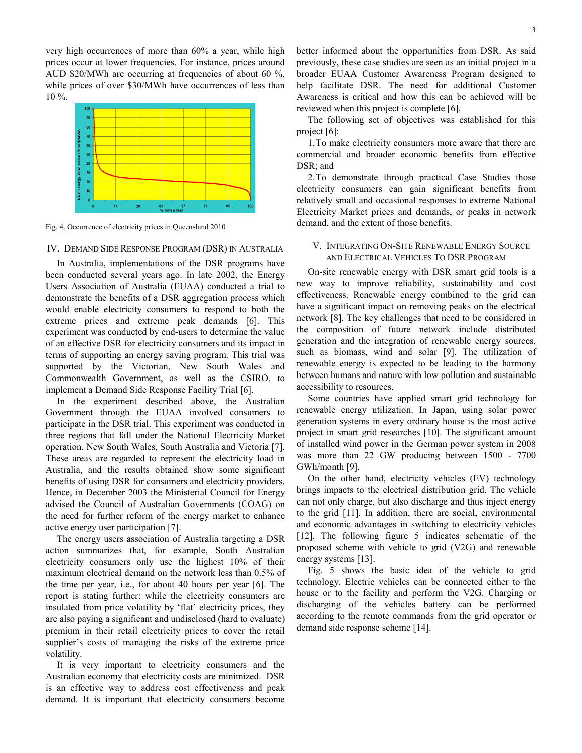very high occurrences of more than 60% a year, while high prices occur at lower frequencies. For instance, prices around AUD $20/MWh are occurring at frequencies of about 60 %, while prices of over $30/MWh have occurrences of less than 10 %.

Fig. 4. Occurrence of electricity prices in Queensland 2010

## IV. Demand Side Response Program (DSR) in Australia

In Australia, implementations of the DSR programs have been conducted several years ago. In late 2002, the Energy Users Association of Australia (EUAA) conducted a trial to demonstrate the benefits of a DSR aggregation process which would enable electricity consumers to respond to both the extreme prices and extreme peak demands [6]. This experiment was conducted by end-users to determine the value of an effective DSR for electricity consumers and its impact in terms of supporting an energy saving program. This trial was supported by the Victorian, New South Wales and Commonwealth Government, as well as the CSIRO, to implement a Demand Side Response Facility Trial [6].

In the experiment described above, the Australian Government through the EUAA involved consumers to participate in the DSR trial. This experiment was conducted in three regions that fall under the National Electricity Market operation, New South Wales, South Australia and Victoria [7]. These areas are regarded to represent the electricity load in Australia, and the results obtained show some significant benefits of using DSR for consumers and electricity providers. Hence, in December 2003 the Ministerial Council for Energy advised the Council of Australian Governments (COAG) on the need for further reform of the energy market to enhance active energy user participation [7].

The energy users association of Australia targeting a DSR action summarizes that, for example, South Australian electricity consumers only use the highest 10% of their maximum electrical demand on the network less than 0.5% of the time per year, i.e., for about 40 hours per year [6]. The report is stating further: while the electricity consumers are insulated from price volatility by 'flat' electricity prices, they are also paying a significant and undisclosed (hard to evaluate) premium in their retail electricity prices to cover the retail supplier's costs of managing the risks of the extreme price volatility.

It is very important to electricity consumers and the Australian economy that electricity costs are minimized. DSR is an effective way to address cost effectiveness and peak demand. It is important that electricity consumers become better informed about the opportunities from DSR. As said previously, these case studies are seen as an initial project in a broader EUAA Customer Awareness Program designed to help facilitate DSR. The need for additional Customer Awareness is critical and how this can be achieved will be reviewed when this project is complete [6].

The following set of objectives was established for this project [6]:

1. To make electricity consumers more aware that there are commercial and broader economic benefits from effective DSR; and
2. To demonstrate through practical Case Studies those electricity consumers can gain significant benefits from relatively small and occasional responses to extreme National Electricity Market prices and demands, or peaks in network demand, and the extent of those benefits.

## V. Integrating On-Site Renewable Energy Source and Electrical Vehicles to DSR Program

On-site renewable energy with DSR smart grid tools is a new way to improve reliability, sustainability and cost effectiveness. Renewable energy combined to the grid can have a significant impact on removing peaks on the electrical network [8]. The key challenges that need to be considered in the composition of future network include distributed generation and the integration of renewable energy sources, such as biomass, wind and solar [9]. The utilization of renewable energy is expected to be leading to the harmony between humans and nature with low pollution and sustainable accessibility to resources.

Some countries have applied smart grid technology for renewable energy utilization. In Japan, using solar power generation systems in every ordinary house is the most active project in smart grid researches [10]. The significant amount of installed wind power in the German power system in 2008 was more than 22 GW producing between 1500 - 7700 GWh/month [9].

On the other hand, electricity vehicles (EV) technology brings impacts to the electrical distribution grid. The vehicle can not only charge, but also discharge and thus inject energy to the grid [11]. In addition, there are social, environmental and economic advantages in switching to electricity vehicles [12]. The following figure 5 indicates schematic of the proposed scheme with vehicle to grid (V2G) and renewable energy systems [13].

Fig. 5 shows the basic idea of the vehicle to grid technology. Electric vehicles can be connected either to the house or to the facility and perform the V2G. Charging or discharging of the vehicles battery can be performed according to the remote commands from the grid operator or demand side response scheme [14].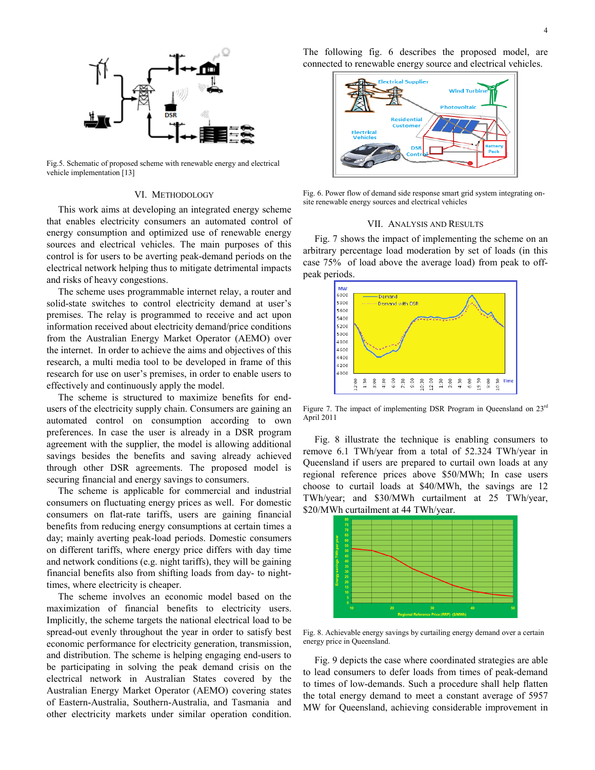Fig.5. Schematic of proposed scheme with renewable energy and electrical vehicle implementation [13]

## VI. Methodology

This work aims at developing an integrated energy scheme that enables electricity consumers an automated control of energy consumption and optimized use of renewable energy sources and electrical vehicles. The main purposes of this control is for users to be averting peak-demand periods on the electrical network helping thus to mitigate detrimental impacts and risks of heavy congestions.

The scheme uses programmable internet relay, a router and solid-state switches to control electricity demand at user's premises. The relay is programmed to receive and act upon information received about electricity demand/price conditions from the Australian Energy Market Operator (AEMO) over the internet. In order to achieve the aims and objectives of this research, a multi media tool to be developed in frame of this research for use on user's premises, in order to enable users to effectively and continuously apply the model.

The scheme is structured to maximize benefits for end-users of the electricity supply chain. Consumers are gaining an automated control on consumption according to own preferences. In case the user is already in a DSR program agreement with the supplier, the model is allowing additional savings besides the benefits and saving already achieved through other DSR agreements. The proposed model is securing financial and energy savings to consumers.

The scheme is applicable for commercial and industrial consumers on fluctuating energy prices as well. For domestic consumers on flat-rate tariffs, users are gaining financial benefits from reducing energy consumptions at certain times a day; mainly averting peak-load periods. Domestic consumers on different tariffs, where energy price differs with day time and network conditions (e.g. night tariffs), they will be gaining financial benefits also from shifting loads from day- to night-times, where electricity is cheaper.

The scheme involves an economic model based on the maximization of financial benefits to electricity users. Implicitly, the scheme targets the national electrical load to be spread-out evenly throughout the year in order to satisfy best economic performance for electricity generation, transmission, and distribution. The scheme is helping engaging end-users to be participating in solving the peak demand crisis on the electrical network in Australian States covered by the Australian Energy Market Operator (AEMO) covering states of Eastern-Australia, Southern-Australia, and Tasmania and other electricity markets under similar operation condition.

The following fig. 6 describes the proposed model, are connected to renewable energy source and electrical vehicles.

Fig. 6. Power flow of demand side response smart grid system integrating on-site renewable energy sources and electrical vehicles

## VII. Analysis and Results

Fig. 7 shows the impact of implementing the scheme on an arbitrary percentage load moderation by set of loads (in this case 75% of load above the average load) from peak to off-peak periods.

Figure 7. The impact of implementing DSR Program in Queensland on 23rd April 2011

Fig. 8 illustrate the technique is enabling consumers to remove 6.1 TWh/year from a total of 52.324 TWh/year in Queensland if users are prepared to curtail own loads at any regional reference prices above \$50/MWh; In case users choose to curtail loads at \$40/MWh, the savings are 12 TWh/year; and \$30/MWh curtailment at 25 TWh/year, \$20/MWh curtailment at 44 TWh/year.

Fig. 8. Achievable energy savings by curtailing energy demand over a certain energy price in Queensland.

Fig. 9 depicts the case where coordinated strategies are able to lead consumers to defer loads from times of peak-demand to times of low-demands. Such a procedure shall help flatten the total energy demand to meet a constant average of 5957 MW for Queensland, achieving considerable improvement in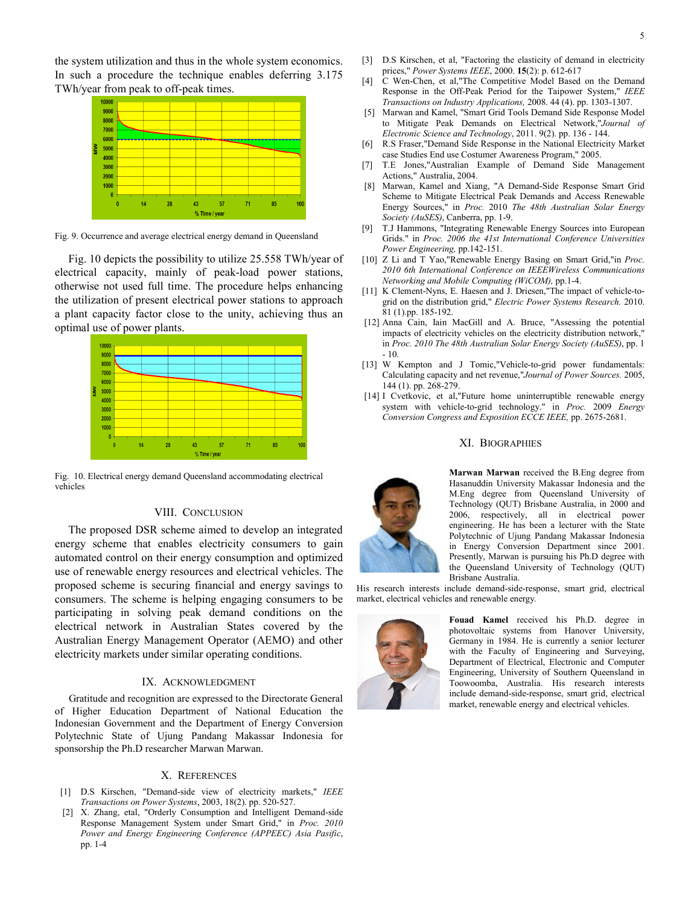the system utilization and thus in the whole system economics. In such a procedure the technique enables deferring 3.175 TWh/year from peak to off-peak times.

10000
9000
8000
7000
6000
5000
4000
3000
2000
1000
0
MW
0 14 28 43 57 71 85 100
% Time / year

Fig. 9. Occurrence and average electrical energy demand in Queensland

Fig. 10 depicts the possibility to utilize 25.558 TWh/year of electrical capacity, mainly of peak-load power stations, otherwise not used full time. The procedure helps enhancing the utilization of present electrical power stations to approach a plant capacity factor close to the unity, achieving thus an optimal use of power plants.

10000
9000
8000
7000
6000
5000
4000
3000
2000
1000
0
MW
0 14 28 43 57 71 85 100
% Time / year

Fig. 10. Electrical energy demand Queensland accommodating electrical vehicles

## VIII. Conclusion

The proposed DSR scheme aimed to develop an integrated energy scheme that enables electricity consumers to gain automated control on their energy consumption and optimized use of renewable energy resources and electrical vehicles. The proposed scheme is securing financial and energy savings to consumers. The scheme is helping engaging consumers to be participating in solving peak demand conditions on the electrical network in Australian States covered by the Australian Energy Management Operator (AEMO) and other electricity markets under similar operating conditions.

## IX. Acknowledgment

Gratitude and recognition are expressed to the Directorate General of Higher Education Department of National Education the Indonesian Government and the Department of Energy Conversion Polytechnic State of Ujung Pandang Makassar Indonesia for sponsorship the Ph.D researcher Marwan Marwan.

## X. References

[1] D.S Kirschen, "Demand-side view of electricity markets," *IEEE Transactions on Power Systems*, 2003, 18(2). pp. 520-527.

[2] X. Zhang, etal, "Orderly Consumption and Intelligent Demand-side Response Management System under Smart Grid," in *Proc. 2010 Power and Energy Engineering Conference (APPEEC) Asia Pasific*, pp. 1-4

[3] D.S Kirschen, et al, "Factoring the elasticity of demand in electricity prices," *Power Systems IEEE*, 2000. **15**(2): p. 612-617

[4] C Wen-Chen, et al,"The Competitive Model Based on the Demand Response in the Off-Peak Period for the Taipower System," *IEEE Transactions on Industry Applications,* 2008. 44 (4). pp. 1303-1307.

[5] Marwan and Kamel, "Smart Grid Tools Demand Side Response Model to Mitigate Peak Demands on Electrical Network,"*Journal of Electronic Science and Technology*, 2011. 9(2). pp. 136 - 144.

[6] R.S Fraser,"Demand Side Response in the National Electricity Market case Studies End use Costumer Awareness Program," 2005.

[7] T.E Jones,"Australian Example of Demand Side Management Actions," Australia, 2004.

[8] Marwan, Kamel and Xiang, "A Demand-Side Response Smart Grid Scheme to Mitigate Electrical Peak Demands and Access Renewable Energy Sources," in *Proc.* 2010 *The 48th Australian Solar Energy Society (AuSES)*, Canberra, pp. 1-9.

[9] T.J Hammons, "Integrating Renewable Energy Sources into European Grids." in *Proc. 2006 the 41st International Conference Universities Power Engineering,* pp.142-151.

[10] Z Li and T Yao,"Renewable Energy Basing on Smart Grid,"in *Proc. 2010 6th International Conference on IEEEWireless Communications Networking and Mobile Computing (WiCOM),* pp.1-4.

[11] K Clement-Nyns, E. Haesen and J. Driesen,"The impact of vehicle-to-grid on the distribution grid," *Electric Power Systems Research.* 2010. 81 (1).pp. 185-192.

[12] Anna Cain, Iain MacGill and A. Bruce, "Assessing the potential impacts of electricity vehicles on the electricity distribution network," in *Proc. 2010 The 48th Australian Solar Energy Society (AuSES)*, pp. 1 - 10.

[13] W Kempton and J Tomic,"Vehicle-to-grid power fundamentals: Calculating capacity and net revenue,"*Journal of Power Sources.* 2005, 144 (1). pp. 268-279.

[14] I Cvetkovic, et al,"Future home uninterruptible renewable energy system with vehicle-to-grid technology." in *Proc.* 2009 *Energy Conversion Congress and Exposition ECCE IEEE,* pp. 2675-2681.

## XI. Biographies

**Marwan Marwan** received the B.Eng degree from Hasanuddin University Makassar Indonesia and the M.Eng degree from Queensland University of Technology (QUT) Brisbane Australia, in 2000 and 2006, respectively, all in electrical power engineering. He has been a lecturer with the State Polytechnic of Ujung Pandang Makassar Indonesia in Energy Conversion Department since 2001. Presently, Marwan is pursuing his Ph.D degree with the Queensland University of Technology (QUT) Brisbane Australia. His research interests include demand-side-response, smart grid, electrical market, electrical vehicles and renewable energy.

**Fouad Kamel** received his Ph.D. degree in photovoltaic systems from Hanover University, Germany in 1984. He is currently a senior lecturer with the Faculty of Engineering and Surveying, Department of Electrical, Electronic and Computer Engineering, University of Southern Queensland in Toowoomba, Australia. His research interests include demand-side-response, smart grid, electrical market, renewable energy and electrical vehicles.